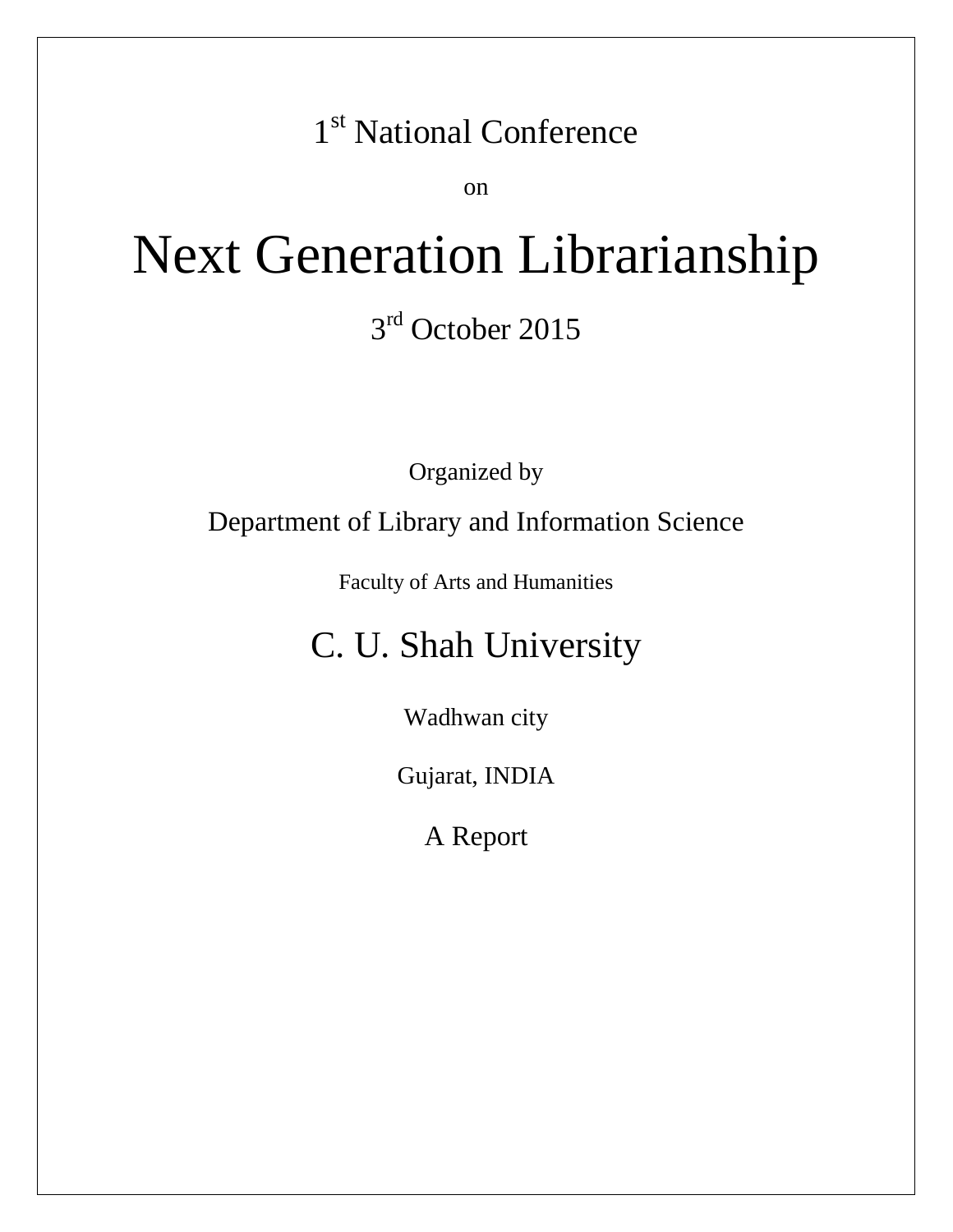1st National Conference

on

# Next Generation Librarianship

3rd October 2015

Organized by

Department of Library and Information Science

Faculty of Arts and Humanities

## C. U. Shah University

Wadhwan city

Gujarat, INDIA

A Report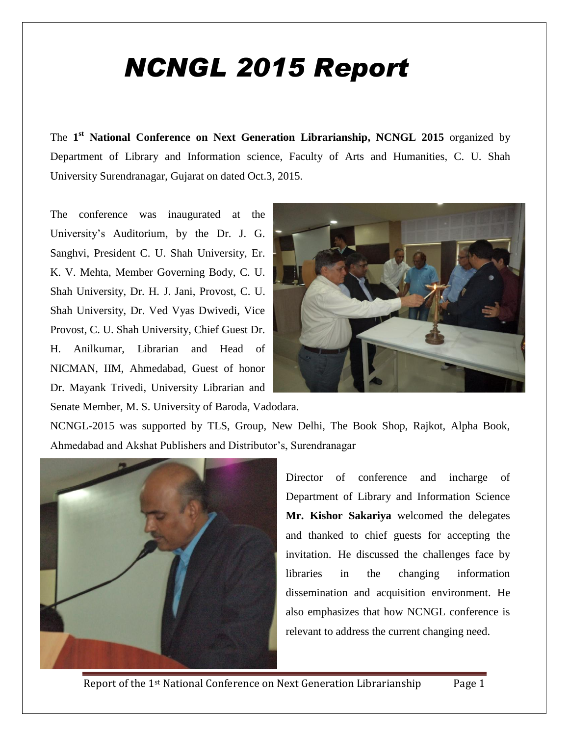# NCNGL 2015 Report

The **1st National Conference on Next Generation Librarianship, NCNGL 2015** organized by Department of Library and Information science, Faculty of Arts and Humanities, C. U. Shah University Surendranagar, Gujarat on dated Oct.3, 2015.

The conference was inaugurated at the University's Auditorium, by the Dr. J. G. Sanghvi, President C. U. Shah University, Er. K. V. Mehta, Member Governing Body, C. U. Shah University, Dr. H. J. Jani, Provost, C. U. Shah University, Dr. Ved Vyas Dwivedi, Vice Provost, C. U. Shah University, Chief Guest Dr. H. Anilkumar, Librarian and Head of NICMAN, IIM, Ahmedabad, Guest of honor Dr. Mayank Trivedi, University Librarian and Senate Member, M. S. University of Baroda, Vadodara.

NCNGL-2015 was supported by TLS, Group, New Delhi, The Book Shop, Rajkot, Alpha Book, Ahmedabad and Akshat Publishers and Distributor's, Surendranagar

Director of conference and incharge of Department of Library and Information Science **Mr. Kishor Sakariya** welcomed the delegates and thanked to chief guests for accepting the invitation. He discussed the challenges face by libraries in the changing information dissemination and acquisition environment. He also emphasizes that how NCNGL conference is relevant to address the current changing need.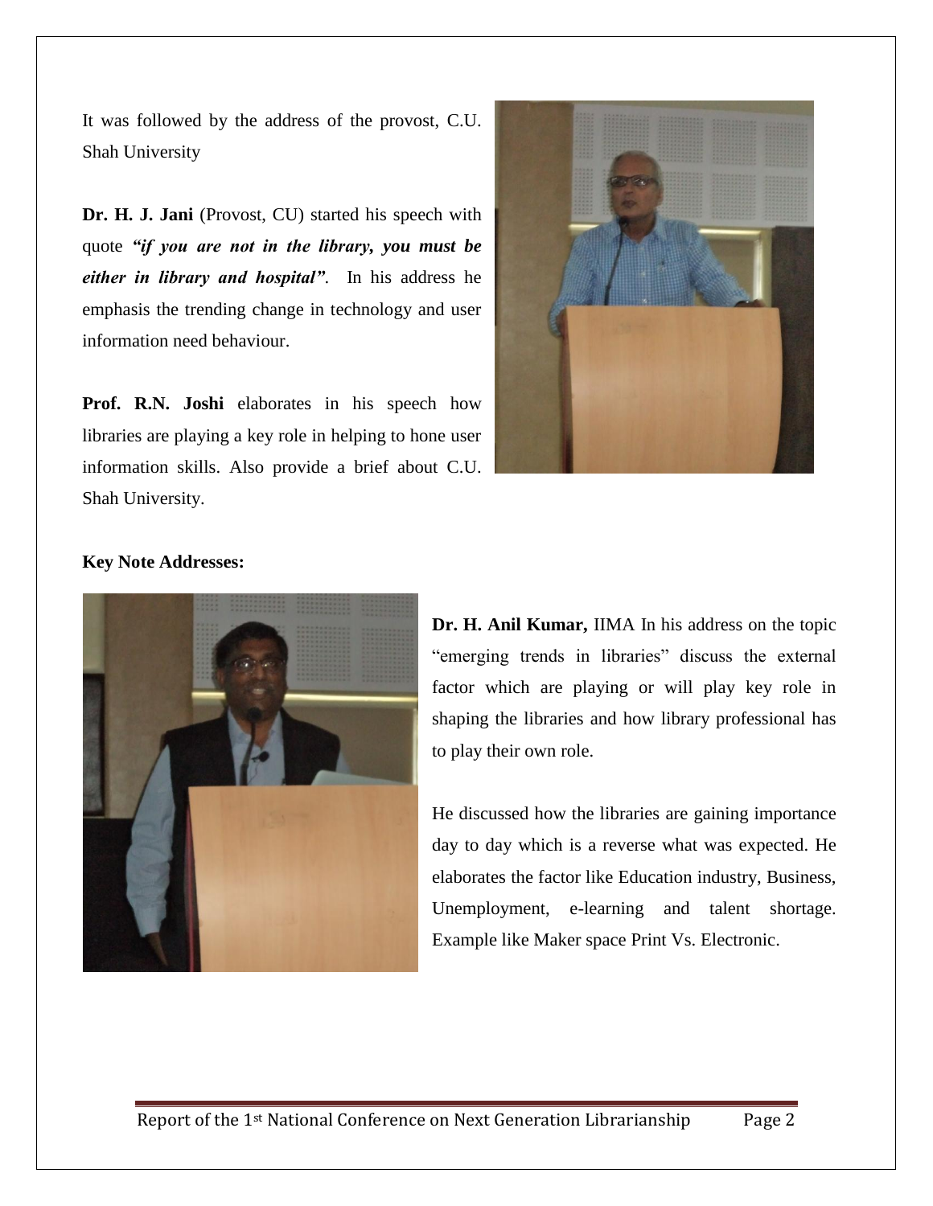It was followed by the address of the provost, C.U. Shah University

**Dr. H. J. Jani** (Provost, CU) started his speech with quote ***"if you are not in the library, you must be either in library and hospital"***. In his address he emphasis the trending change in technology and user information need behaviour.

**Prof. R.N. Joshi** elaborates in his speech how libraries are playing a key role in helping to hone user information skills. Also provide a brief about C.U. Shah University.

**Key Note Addresses:**

**Dr. H. Anil Kumar,** IIMA In his address on the topic "emerging trends in libraries" discuss the external factor which are playing or will play key role in shaping the libraries and how library professional has to play their own role.

He discussed how the libraries are gaining importance day to day which is a reverse what was expected. He elaborates the factor like Education industry, Business, Unemployment, e-learning and talent shortage. Example like Maker space Print Vs. Electronic.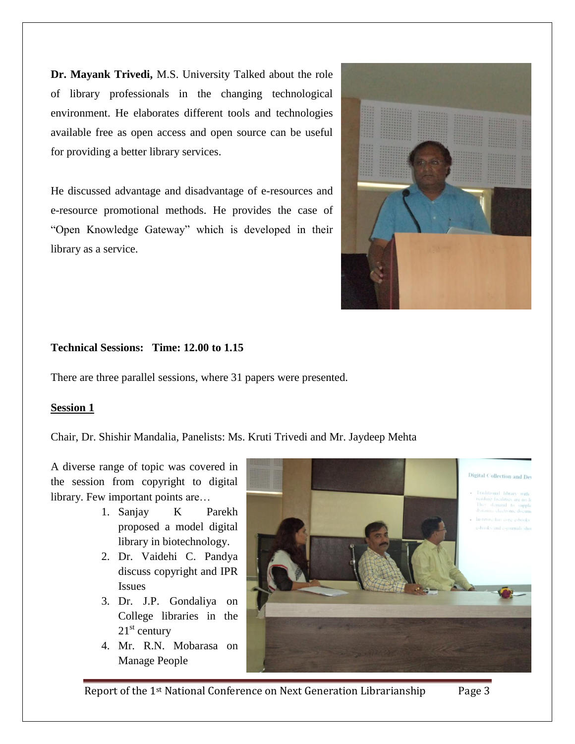**Dr. Mayank Trivedi,** M.S. University Talked about the role of library professionals in the changing technological environment. He elaborates different tools and technologies available free as open access and open source can be useful for providing a better library services.

He discussed advantage and disadvantage of e-resources and e-resource promotional methods. He provides the case of "Open Knowledge Gateway" which is developed in their library as a service.

**Technical Sessions: Time: 12.00 to 1.15**

There are three parallel sessions, where 31 papers were presented.

**Session 1**

Chair, Dr. Shishir Mandalia, Panelists: Ms. Kruti Trivedi and Mr. Jaydeep Mehta

A diverse range of topic was covered in the session from copyright to digital library. Few important points are…

1. Sanjay K Parekh proposed a model digital library in biotechnology.
2. Dr. Vaidehi C. Pandya discuss copyright and IPR Issues
3. Dr. J.P. Gondaliya on College libraries in the 21st century
4. Mr. R.N. Mobarasa on Manage People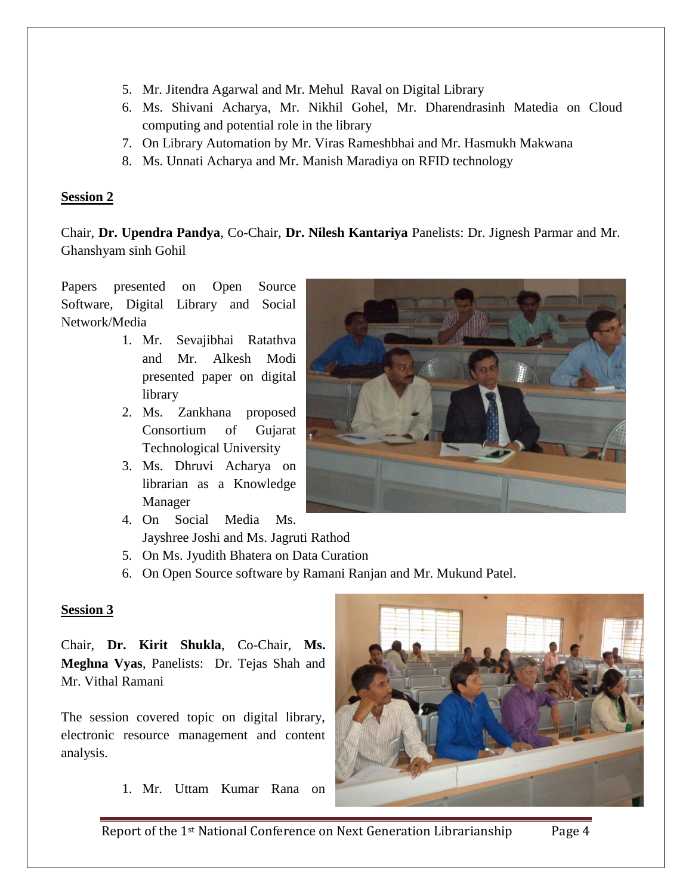5. Mr. Jitendra Agarwal and Mr. Mehul Raval on Digital Library
6. Ms. Shivani Acharya, Mr. Nikhil Gohel, Mr. Dharendrasinh Matedia on Cloud computing and potential role in the library
7. On Library Automation by Mr. Viras Rameshbhai and Mr. Hasmukh Makwana
8. Ms. Unnati Acharya and Mr. Manish Maradiya on RFID technology

**Session 2**

Chair, **Dr. Upendra Pandya**, Co-Chair, **Dr. Nilesh Kantariya** Panelists: Dr. Jignesh Parmar and Mr. Ghanshyam sinh Gohil

Papers presented on Open Source Software, Digital Library and Social Network/Media

1. Mr. Sevajibhai Ratathva and Mr. Alkesh Modi presented paper on digital library
2. Ms. Zankhana proposed Consortium of Gujarat Technological University
3. Ms. Dhruvi Acharya on librarian as a Knowledge Manager
4. On Social Media Ms. Jayshree Joshi and Ms. Jagruti Rathod
5. On Ms. Jyudith Bhatera on Data Curation
6. On Open Source software by Ramani Ranjan and Mr. Mukund Patel.

**Session 3**

Chair, **Dr. Kirit Shukla**, Co-Chair, **Ms. Meghna Vyas**, Panelists: Dr. Tejas Shah and Mr. Vithal Ramani

The session covered topic on digital library, electronic resource management and content analysis.

1. Mr. Uttam Kumar Rana on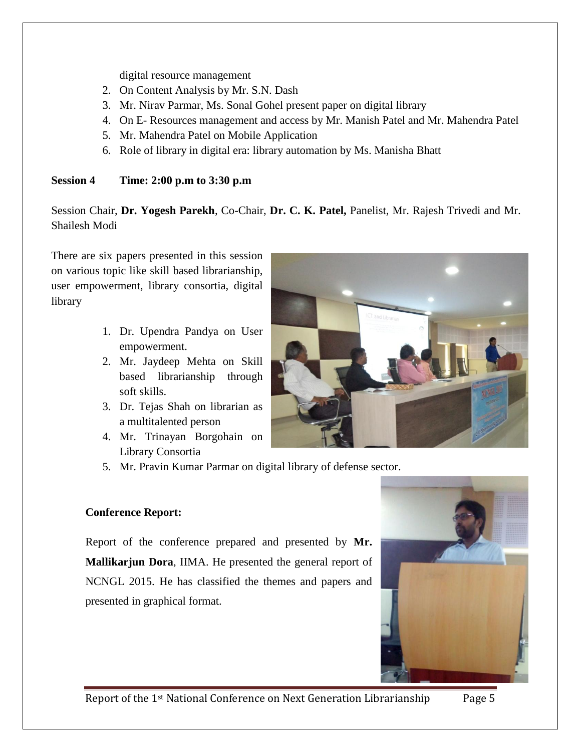digital resource management

2. On Content Analysis by Mr. S.N. Dash
3. Mr. Nirav Parmar, Ms. Sonal Gohel present paper on digital library
4. On E- Resources management and access by Mr. Manish Patel and Mr. Mahendra Patel
5. Mr. Mahendra Patel on Mobile Application
6. Role of library in digital era: library automation by Ms. Manisha Bhatt

**Session 4  Time: 2:00 p.m to 3:30 p.m**

Session Chair, **Dr. Yogesh Parekh**, Co-Chair, **Dr. C. K. Patel,** Panelist, Mr. Rajesh Trivedi and Mr. Shailesh Modi

There are six papers presented in this session on various topic like skill based librarianship, user empowerment, library consortia, digital library

1. Dr. Upendra Pandya on User empowerment.
2. Mr. Jaydeep Mehta on Skill based librarianship through soft skills.
3. Dr. Tejas Shah on librarian as a multitalented person
4. Mr. Trinayan Borgohain on Library Consortia
5. Mr. Pravin Kumar Parmar on digital library of defense sector.

**Conference Report:**

Report of the conference prepared and presented by **Mr. Mallikarjun Dora**, IIMA. He presented the general report of NCNGL 2015. He has classified the themes and papers and presented in graphical format.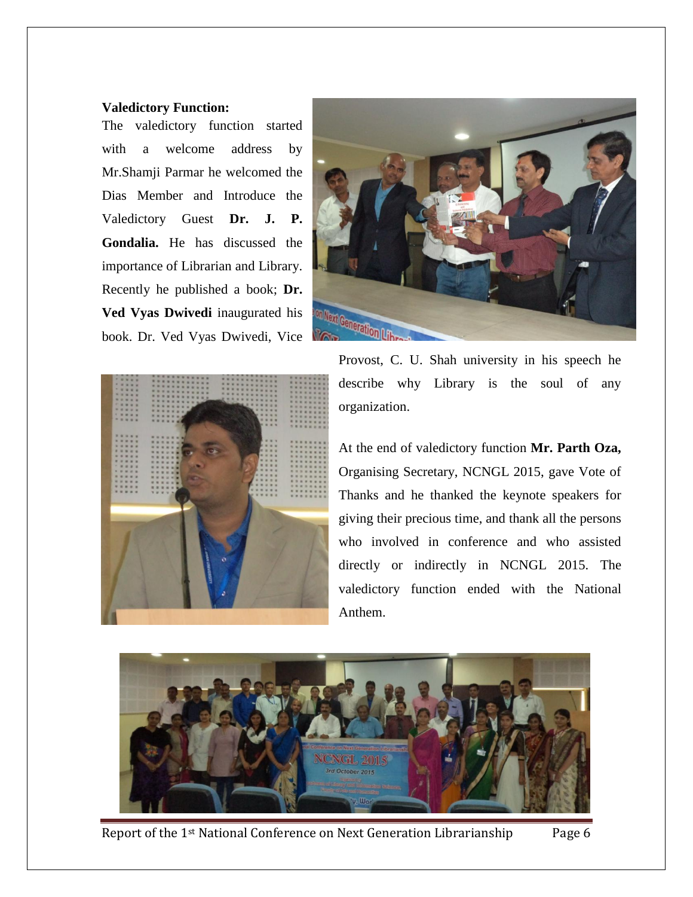**Valedictory Function:**

The valedictory function started with a welcome address by Mr.Shamji Parmar he welcomed the Dias Member and Introduce the Valedictory Guest **Dr. J. P. Gondalia.** He has discussed the importance of Librarian and Library. Recently he published a book; **Dr. Ved Vyas Dwivedi** inaugurated his book. Dr. Ved Vyas Dwivedi, Vice Provost, C. U. Shah university in his speech he describe why Library is the soul of any organization.

At the end of valedictory function **Mr. Parth Oza,** Organising Secretary, NCNGL 2015, gave Vote of Thanks and he thanked the keynote speakers for giving their precious time, and thank all the persons who involved in conference and who assisted directly or indirectly in NCNGL 2015. The valedictory function ended with the National Anthem.